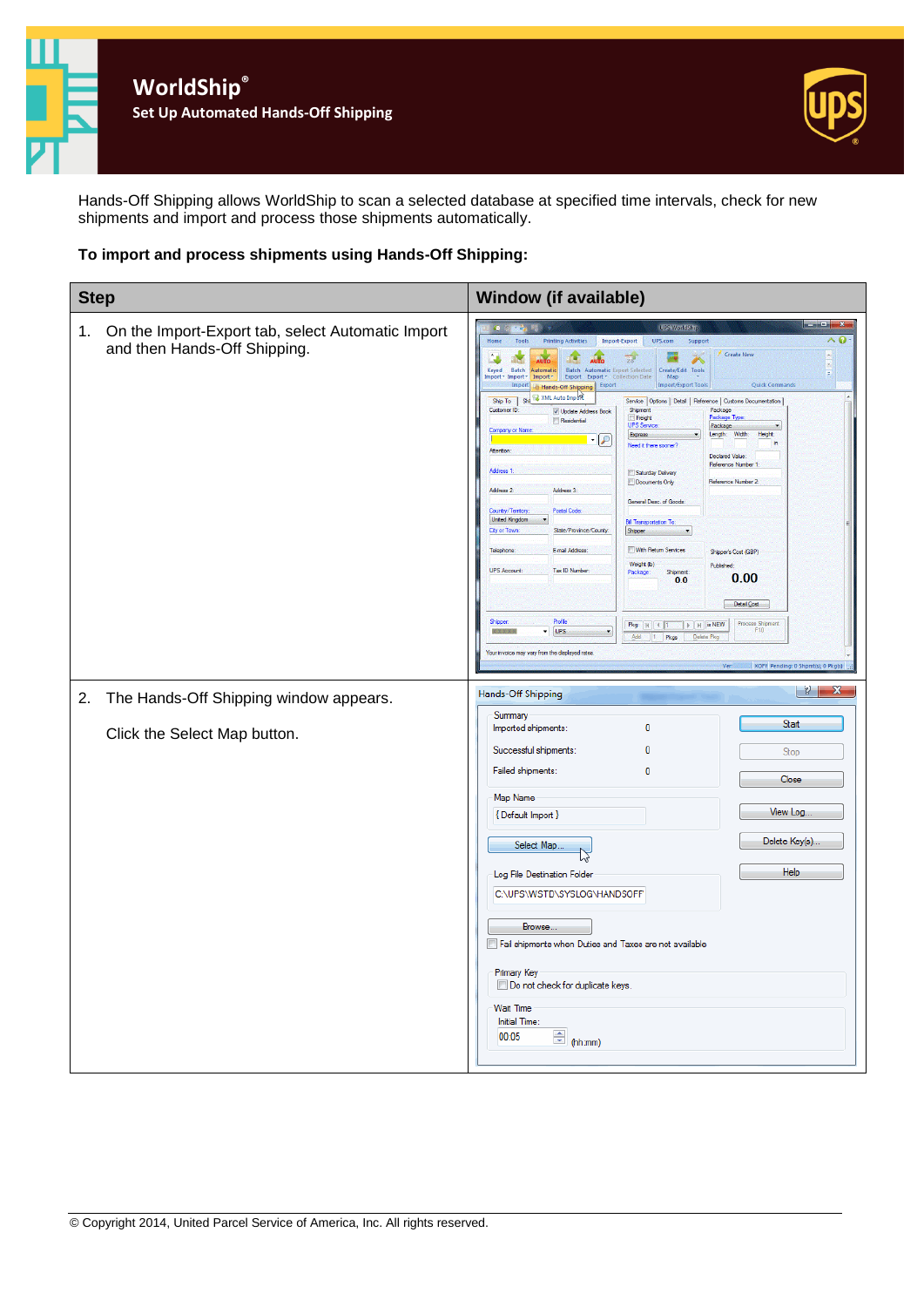# WorldShip®

## Set Up Automated Hands-Off Shipping

Hands-Off Shipping allows WorldShip to scan a selected database at specified time intervals, check for new shipments and import and process those shipments automatically.

**To import and process shipments using Hands-Off Shipping:**

| Step | Window (if available) |
|---|---|
| 1. On the Import-Export tab, select Automatic Import and then Hands-Off Shipping. | |
| 2. The Hands-Off Shipping window appears.<br><br>Click the Select Map button. | |

© Copyright 2014, United Parcel Service of America, Inc. All rights reserved.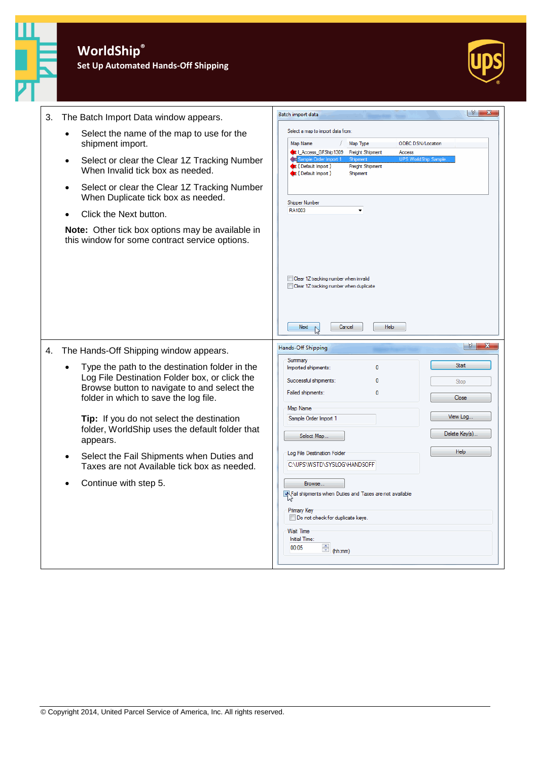3. The Batch Import Data window appears.

   - Select the name of the map to use for the shipment import.
   - Select or clear the Clear 1Z Tracking Number When Invalid tick box as needed.
   - Select or clear the Clear 1Z Tracking Number When Duplicate tick box as needed.
   - Click the Next button.

   **Note:** Other tick box options may be available in this window for some contract service options.

4. The Hands-Off Shipping window appears.

   - Type the path to the destination folder in the Log File Destination Folder box, or click the Browse button to navigate to and select the folder in which to save the log file.

     **Tip:** If you do not select the destination folder, WorldShip uses the default folder that appears.

   - Select the Fail Shipments when Duties and Taxes are not Available tick box as needed.
   - Continue with step 5.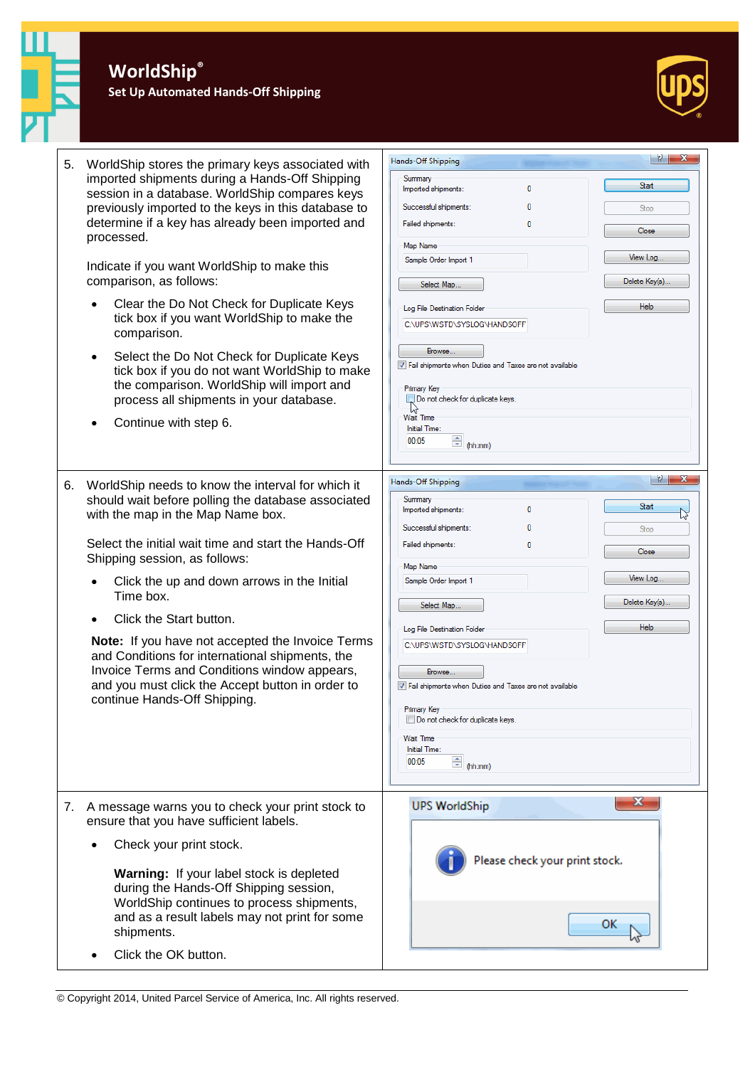# WorldShip®

## Set Up Automated Hands-Off Shipping

5. WorldShip stores the primary keys associated with imported shipments during a Hands-Off Shipping session in a database. WorldShip compares keys previously imported to the keys in this database to determine if a key has already been imported and processed.

   Indicate if you want WorldShip to make this comparison, as follows:

   - Clear the Do Not Check for Duplicate Keys tick box if you want WorldShip to make the comparison.
   - Select the Do Not Check for Duplicate Keys tick box if you do not want WorldShip to make the comparison. WorldShip will import and process all shipments in your database.
   - Continue with step 6.

6. WorldShip needs to know the interval for which it should wait before polling the database associated with the map in the Map Name box.

   Select the initial wait time and start the Hands-Off Shipping session, as follows:

   - Click the up and down arrows in the Initial Time box.
   - Click the Start button.

   **Note:** If you have not accepted the Invoice Terms and Conditions for international shipments, the Invoice Terms and Conditions window appears, and you must click the Accept button in order to continue Hands-Off Shipping.

7. A message warns you to check your print stock to ensure that you have sufficient labels.

   - Check your print stock.

     **Warning:** If your label stock is depleted during the Hands-Off Shipping session, WorldShip continues to process shipments, and as a result labels may not print for some shipments.

   - Click the OK button.

© Copyright 2014, United Parcel Service of America, Inc. All rights reserved.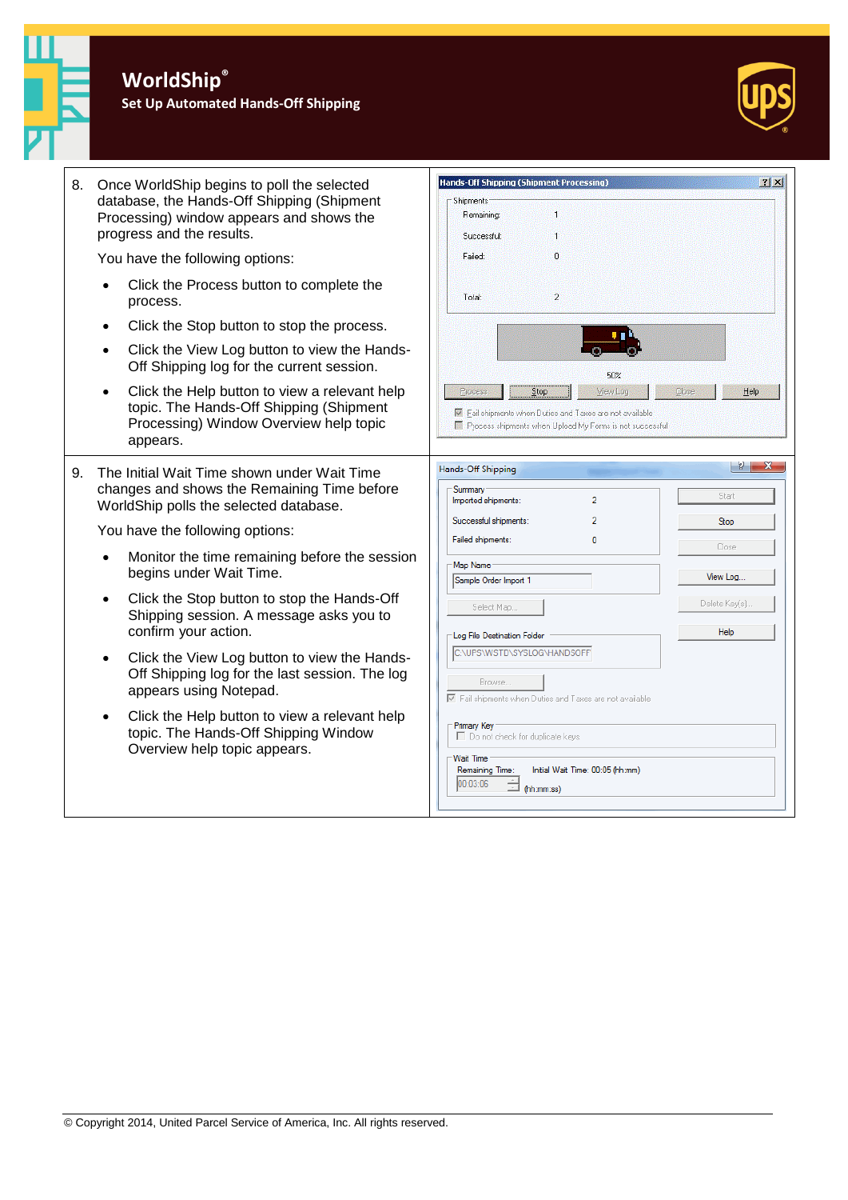# WorldShip®

## Set Up Automated Hands-Off Shipping

8. Once WorldShip begins to poll the selected database, the Hands-Off Shipping (Shipment Processing) window appears and shows the progress and the results.

   You have the following options:

   - Click the Process button to complete the process.
   - Click the Stop button to stop the process.
   - Click the View Log button to view the Hands-Off Shipping log for the current session.
   - Click the Help button to view a relevant help topic. The Hands-Off Shipping (Shipment Processing) Window Overview help topic appears.

9. The Initial Wait Time shown under Wait Time changes and shows the Remaining Time before WorldShip polls the selected database.

   You have the following options:

   - Monitor the time remaining before the session begins under Wait Time.
   - Click the Stop button to stop the Hands-Off Shipping session. A message asks you to confirm your action.
   - Click the View Log button to view the Hands-Off Shipping log for the last session. The log appears using Notepad.
   - Click the Help button to view a relevant help topic. The Hands-Off Shipping Window Overview help topic appears.

© Copyright 2014, United Parcel Service of America, Inc. All rights reserved.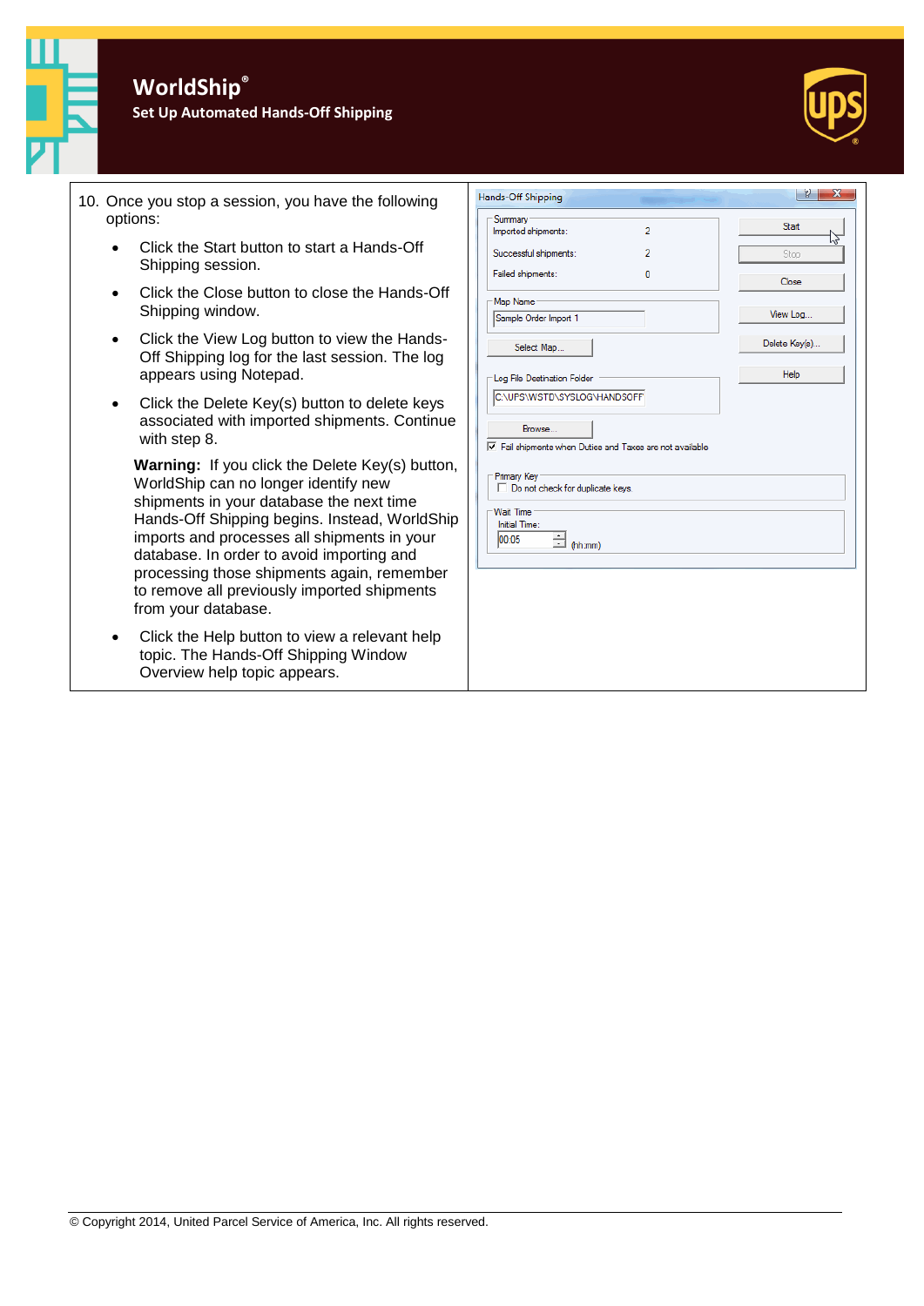10. Once you stop a session, you have the following options:

   - Click the Start button to start a Hands-Off Shipping session.
   - Click the Close button to close the Hands-Off Shipping window.
   - Click the View Log button to view the Hands-Off Shipping log for the last session. The log appears using Notepad.
   - Click the Delete Key(s) button to delete keys associated with imported shipments. Continue with step 8.

   **Warning:** If you click the Delete Key(s) button, WorldShip can no longer identify new shipments in your database the next time Hands-Off Shipping begins. Instead, WorldShip imports and processes all shipments in your database. In order to avoid importing and processing those shipments again, remember to remove all previously imported shipments from your database.

   - Click the Help button to view a relevant help topic. The Hands-Off Shipping Window Overview help topic appears.

© Copyright 2014, United Parcel Service of America, Inc. All rights reserved.